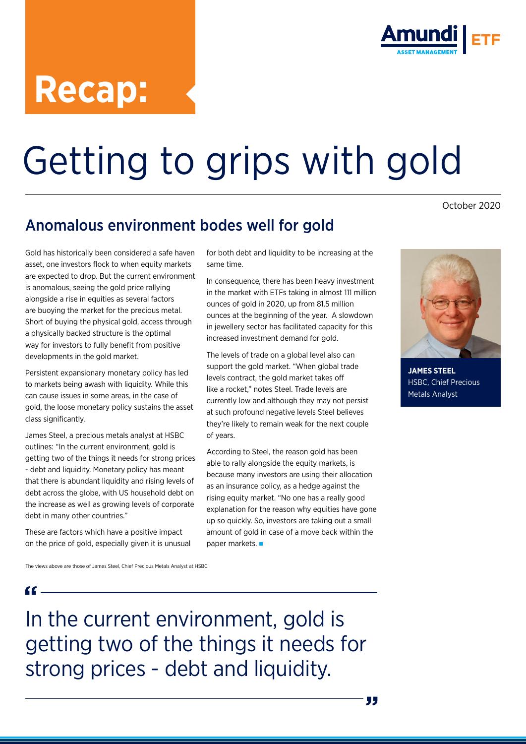# Recap:

# Getting to grips with gold

October 2020

## Anomalous environment bodes well for gold

Gold has historically been considered a safe haven asset, one investors flock to when equity markets are expected to drop. But the current environment is anomalous, seeing the gold price rallying alongside a rise in equities as several factors are buoying the market for the precious metal. Short of buying the physical gold, access through a physically backed structure is the optimal way for investors to fully benefit from positive developments in the gold market.

Persistent expansionary monetary policy has led to markets being awash with liquidity. While this can cause issues in some areas, in the case of gold, the loose monetary policy sustains the asset class significantly.

James Steel, a precious metals analyst at HSBC outlines: "In the current environment, gold is getting two of the things it needs for strong prices - debt and liquidity. Monetary policy has meant that there is abundant liquidity and rising levels of debt across the globe, with US household debt on the increase as well as growing levels of corporate debt in many other countries."

These are factors which have a positive impact on the price of gold, especially given it is unusual for both debt and liquidity to be increasing at the same time.

In consequence, there has been heavy investment in the market with ETFs taking in almost 111 million ounces of gold in 2020, up from 81.5 million ounces at the beginning of the year. A slowdown in jewellery sector has facilitated capacity for this increased investment demand for gold.

The levels of trade on a global level also can support the gold market. "When global trade levels contract, the gold market takes off like a rocket," notes Steel. Trade levels are currently low and although they may not persist at such profound negative levels Steel believes they're likely to remain weak for the next couple of years.

According to Steel, the reason gold has been able to rally alongside the equity markets, is because many investors are using their allocation as an insurance policy, as a hedge against the rising equity market. "No one has a really good explanation for the reason why equities have gone up so quickly. So, investors are taking out a small amount of gold in case of a move back within the paper markets.

**JAMES STEEL**
HSBC, Chief Precious Metals Analyst

The views above are those of James Steel, Chief Precious Metals Analyst at HSBC

> In the current environment, gold is getting two of the things it needs for strong prices - debt and liquidity.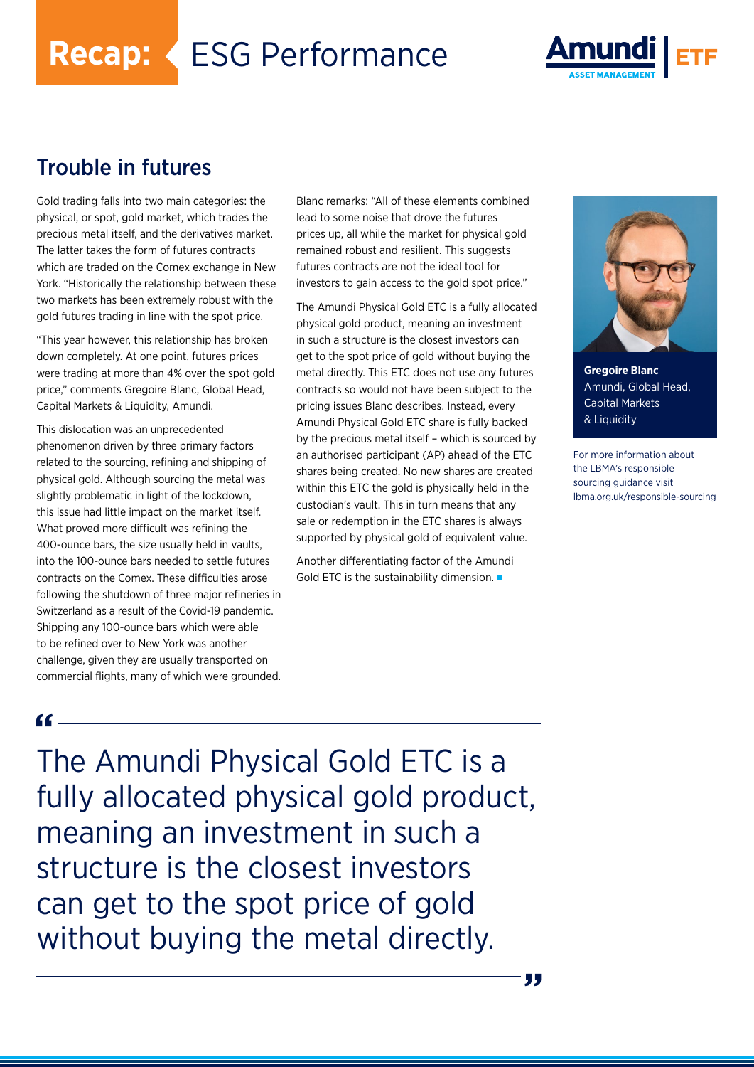# Recap: ESG Performance

## Trouble in futures

Gold trading falls into two main categories: the physical, or spot, gold market, which trades the precious metal itself, and the derivatives market. The latter takes the form of futures contracts which are traded on the Comex exchange in New York. "Historically the relationship between these two markets has been extremely robust with the gold futures trading in line with the spot price.

"This year however, this relationship has broken down completely. At one point, futures prices were trading at more than 4% over the spot gold price," comments Gregoire Blanc, Global Head, Capital Markets & Liquidity, Amundi.

This dislocation was an unprecedented phenomenon driven by three primary factors related to the sourcing, refining and shipping of physical gold. Although sourcing the metal was slightly problematic in light of the lockdown, this issue had little impact on the market itself. What proved more difficult was refining the 400-ounce bars, the size usually held in vaults, into the 100-ounce bars needed to settle futures contracts on the Comex. These difficulties arose following the shutdown of three major refineries in Switzerland as a result of the Covid-19 pandemic. Shipping any 100-ounce bars which were able to be refined over to New York was another challenge, given they are usually transported on commercial flights, many of which were grounded.

Blanc remarks: "All of these elements combined lead to some noise that drove the futures prices up, all while the market for physical gold remained robust and resilient. This suggests futures contracts are not the ideal tool for investors to gain access to the gold spot price."

The Amundi Physical Gold ETC is a fully allocated physical gold product, meaning an investment in such a structure is the closest investors can get to the spot price of gold without buying the metal directly. This ETC does not use any futures contracts so would not have been subject to the pricing issues Blanc describes. Instead, every Amundi Physical Gold ETC share is fully backed by the precious metal itself – which is sourced by an authorised participant (AP) ahead of the ETC shares being created. No new shares are created within this ETC the gold is physically held in the custodian's vault. This in turn means that any sale or redemption in the ETC shares is always supported by physical gold of equivalent value.

Another differentiating factor of the Amundi Gold ETC is the sustainability dimension.

**Gregoire Blanc**
Amundi, Global Head, Capital Markets & Liquidity

For more information about the LBMA's responsible sourcing guidance visit lbma.org.uk/responsible-sourcing

> "The Amundi Physical Gold ETC is a fully allocated physical gold product, meaning an investment in such a structure is the closest investors can get to the spot price of gold without buying the metal directly."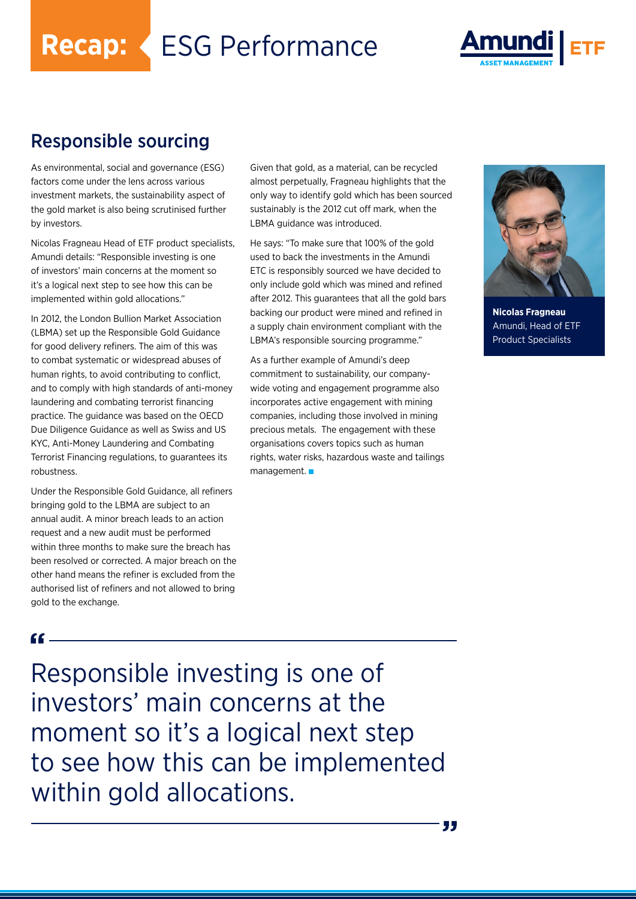# Recap: ESG Performance

## Responsible sourcing

As environmental, social and governance (ESG) factors come under the lens across various investment markets, the sustainability aspect of the gold market is also being scrutinised further by investors.

Nicolas Fragneau Head of ETF product specialists, Amundi details: "Responsible investing is one of investors' main concerns at the moment so it's a logical next step to see how this can be implemented within gold allocations."

In 2012, the London Bullion Market Association (LBMA) set up the Responsible Gold Guidance for good delivery refiners. The aim of this was to combat systematic or widespread abuses of human rights, to avoid contributing to conflict, and to comply with high standards of anti-money laundering and combating terrorist financing practice. The guidance was based on the OECD Due Diligence Guidance as well as Swiss and US KYC, Anti-Money Laundering and Combating Terrorist Financing regulations, to guarantees its robustness.

Under the Responsible Gold Guidance, all refiners bringing gold to the LBMA are subject to an annual audit. A minor breach leads to an action request and a new audit must be performed within three months to make sure the breach has been resolved or corrected. A major breach on the other hand means the refiner is excluded from the authorised list of refiners and not allowed to bring gold to the exchange.

Given that gold, as a material, can be recycled almost perpetually, Fragneau highlights that the only way to identify gold which has been sourced sustainably is the 2012 cut off mark, when the LBMA guidance was introduced.

He says: "To make sure that 100% of the gold used to back the investments in the Amundi ETC is responsibly sourced we have decided to only include gold which was mined and refined after 2012. This guarantees that all the gold bars backing our product were mined and refined in a supply chain environment compliant with the LBMA's responsible sourcing programme."

As a further example of Amundi's deep commitment to sustainability, our company-wide voting and engagement programme also incorporates active engagement with mining companies, including those involved in mining precious metals. The engagement with these organisations covers topics such as human rights, water risks, hazardous waste and tailings management.

**Nicolas Fragneau**
Amundi, Head of ETF Product Specialists

> "Responsible investing is one of investors' main concerns at the moment so it's a logical next step to see how this can be implemented within gold allocations."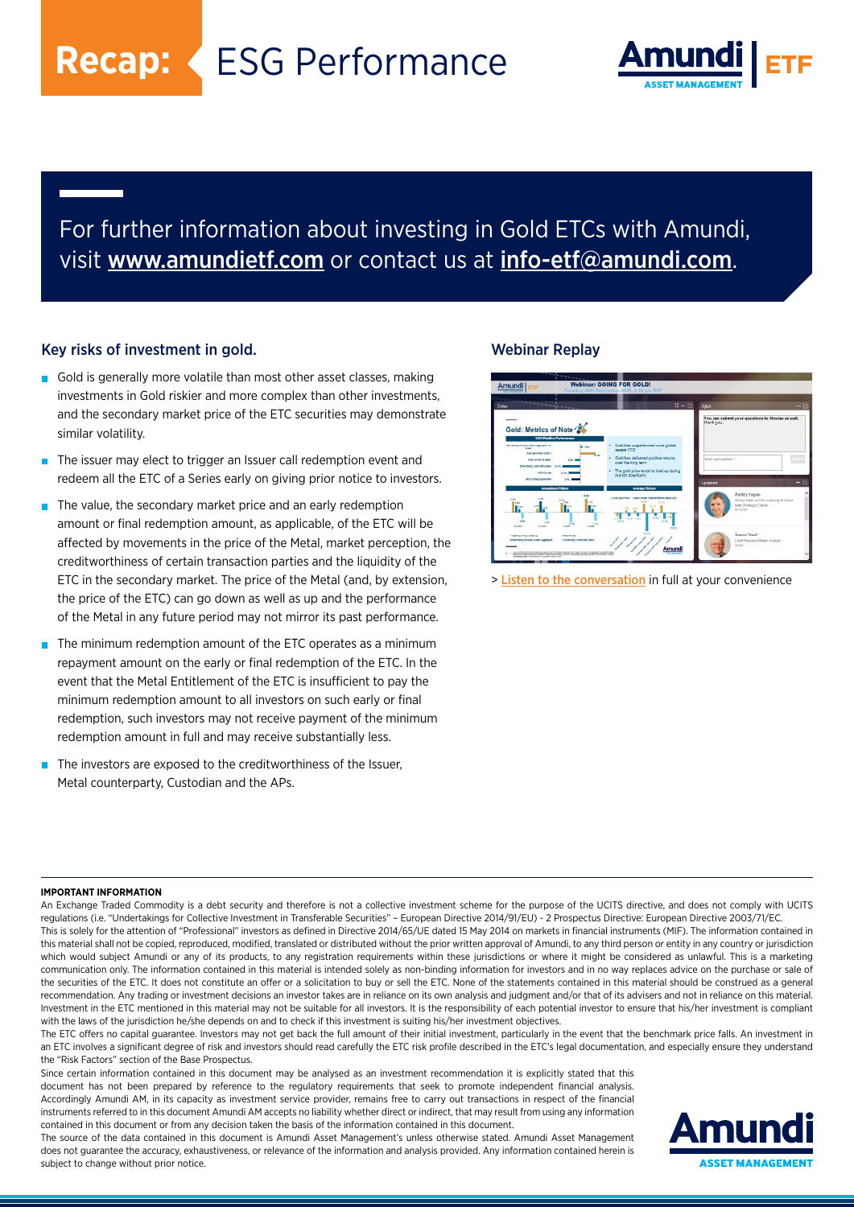# Recap: ESG Performance

For further information about investing in Gold ETCs with Amundi, visit www.amundietf.com or contact us at info-etf@amundi.com.

## Key risks of investment in gold.

- Gold is generally more volatile than most other asset classes, making investments in Gold riskier and more complex than other investments, and the secondary market price of the ETC securities may demonstrate similar volatility.
- The issuer may elect to trigger an Issuer call redemption event and redeem all the ETC of a Series early on giving prior notice to investors.
- The value, the secondary market price and an early redemption amount or final redemption amount, as applicable, of the ETC will be affected by movements in the price of the Metal, market perception, the creditworthiness of certain transaction parties and the liquidity of the ETC in the secondary market. The price of the Metal (and, by extension, the price of the ETC) can go down as well as up and the performance of the Metal in any future period may not mirror its past performance.
- The minimum redemption amount of the ETC operates as a minimum repayment amount on the early or final redemption of the ETC. In the event that the Metal Entitlement of the ETC is insufficient to pay the minimum redemption amount to all investors on such early or final redemption, such investors may not receive payment of the minimum redemption amount in full and may receive substantially less.
- The investors are exposed to the creditworthiness of the Issuer, Metal counterparty, Custodian and the APs.

## Webinar Replay

> Listen to the conversation in full at your convenience

**IMPORTANT INFORMATION**

An Exchange Traded Commodity is a debt security and therefore is not a collective investment scheme for the purpose of the UCITS directive, and does not comply with UCITS regulations (i.e. "Undertakings for Collective Investment in Transferable Securities" – European Directive 2014/91/EU) - 2 Prospectus Directive: European Directive 2003/71/EC.

This is solely for the attention of "Professional" investors as defined in Directive 2014/65/UE dated 15 May 2014 on markets in financial instruments (MIF). The information contained in this material shall not be copied, reproduced, modified, translated or distributed without the prior written approval of Amundi, to any third person or entity in any country or jurisdiction which would subject Amundi or any of its products, to any registration requirements within these jurisdictions or where it might be considered as unlawful. This is a marketing communication only. The information contained in this material is intended solely as non-binding information for investors and in no way replaces advice on the purchase or sale of the securities of the ETC. It does not constitute an offer or a solicitation to buy or sell the ETC. None of the statements contained in this material should be construed as a general recommendation. Any trading or investment decisions an investor takes are in reliance on its own analysis and judgment and/or that of its advisers and not in reliance on this material. Investment in the ETC mentioned in this material may not be suitable for all investors. It is the responsibility of each potential investor to ensure that his/her investment is compliant with the laws of the jurisdiction he/she depends on and to check if this investment is suiting his/her investment objectives.

The ETC offers no capital guarantee. Investors may not get back the full amount of their initial investment, particularly in the event that the benchmark price falls. An investment in an ETC involves a significant degree of risk and investors should read carefully the ETC risk profile described in the ETC's legal documentation, and especially ensure they understand the "Risk Factors" section of the Base Prospectus.

Since certain information contained in this document may be analysed as an investment recommendation it is explicitly stated that this document has not been prepared by reference to the regulatory requirements that seek to promote independent financial analysis. Accordingly Amundi AM, in its capacity as investment service provider, remains free to carry out transactions in respect of the financial instruments referred to in this document Amundi AM accepts no liability whether direct or indirect, that may result from using any information contained in this document or from any decision taken the basis of the information contained in this document.

The source of the data contained in this document is Amundi Asset Management's unless otherwise stated. Amundi Asset Management does not guarantee the accuracy, exhaustiveness, or relevance of the information and analysis provided. Any information contained herein is subject to change without prior notice.